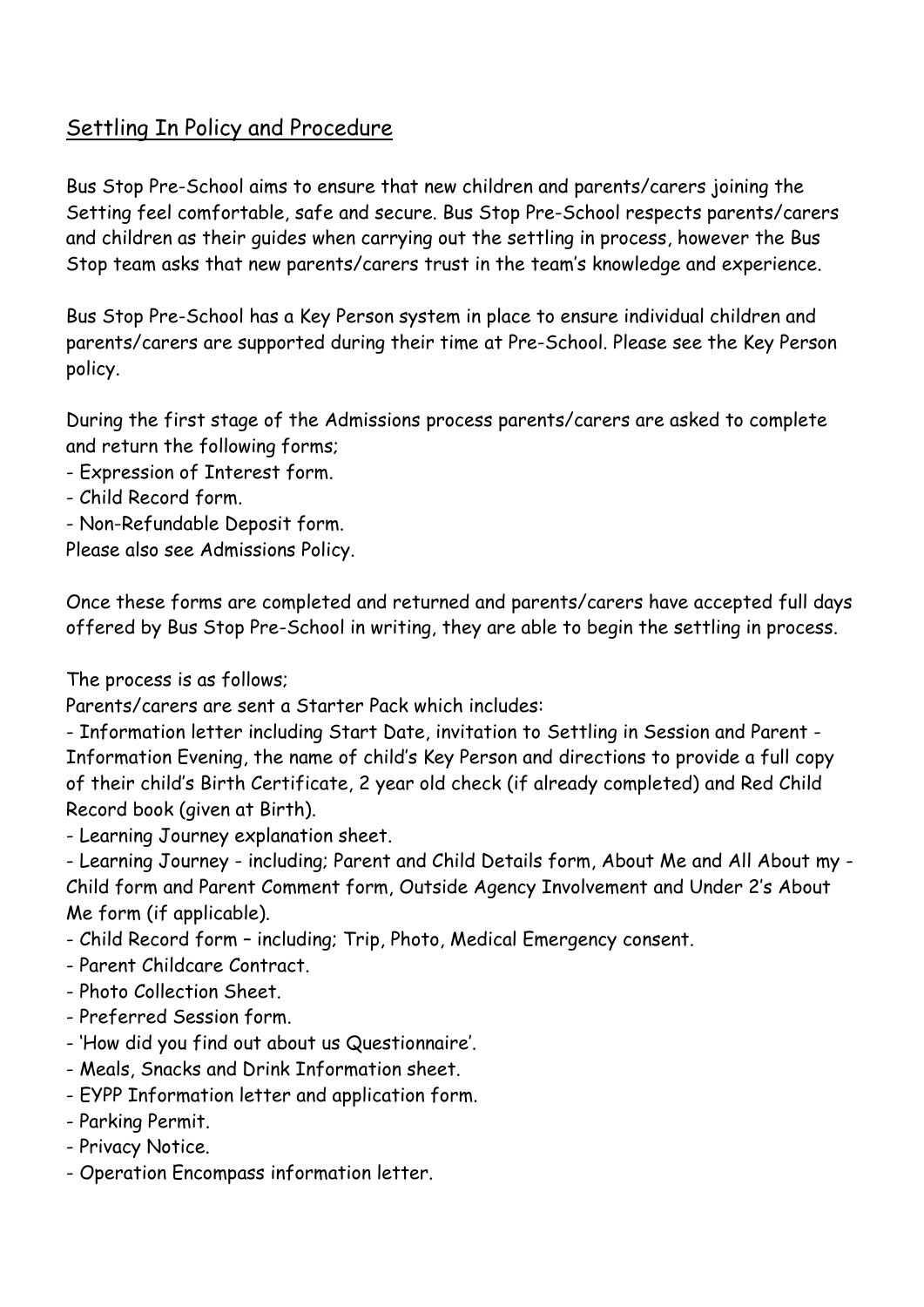## Settling In Policy and Procedure

Bus Stop Pre-School aims to ensure that new children and parents/carers joining the Setting feel comfortable, safe and secure. Bus Stop Pre-School respects parents/carers and children as their guides when carrying out the settling in process, however the Bus Stop team asks that new parents/carers trust in the team's knowledge and experience.

Bus Stop Pre-School has a Key Person system in place to ensure individual children and parents/carers are supported during their time at Pre-School. Please see the Key Person policy.

During the first stage of the Admissions process parents/carers are asked to complete and return the following forms;

- Expression of Interest form.
- Child Record form.
- Non-Refundable Deposit form.

Please also see Admissions Policy.

Once these forms are completed and returned and parents/carers have accepted full days offered by Bus Stop Pre-School in writing, they are able to begin the settling in process.

The process is as follows;

Parents/carers are sent a Starter Pack which includes:

- Information letter including Start Date, invitation to Settling in Session and Parent - Information Evening, the name of child's Key Person and directions to provide a full copy of their child's Birth Certificate, 2 year old check (if already completed) and Red Child Record book (given at Birth).
- Learning Journey explanation sheet.
- Learning Journey - including; Parent and Child Details form, About Me and All About my - Child form and Parent Comment form, Outside Agency Involvement and Under 2's About Me form (if applicable).
- Child Record form – including; Trip, Photo, Medical Emergency consent.
- Parent Childcare Contract.
- Photo Collection Sheet.
- Preferred Session form.
- 'How did you find out about us Questionnaire'.
- Meals, Snacks and Drink Information sheet.
- EYPP Information letter and application form.
- Parking Permit.
- Privacy Notice.
- Operation Encompass information letter.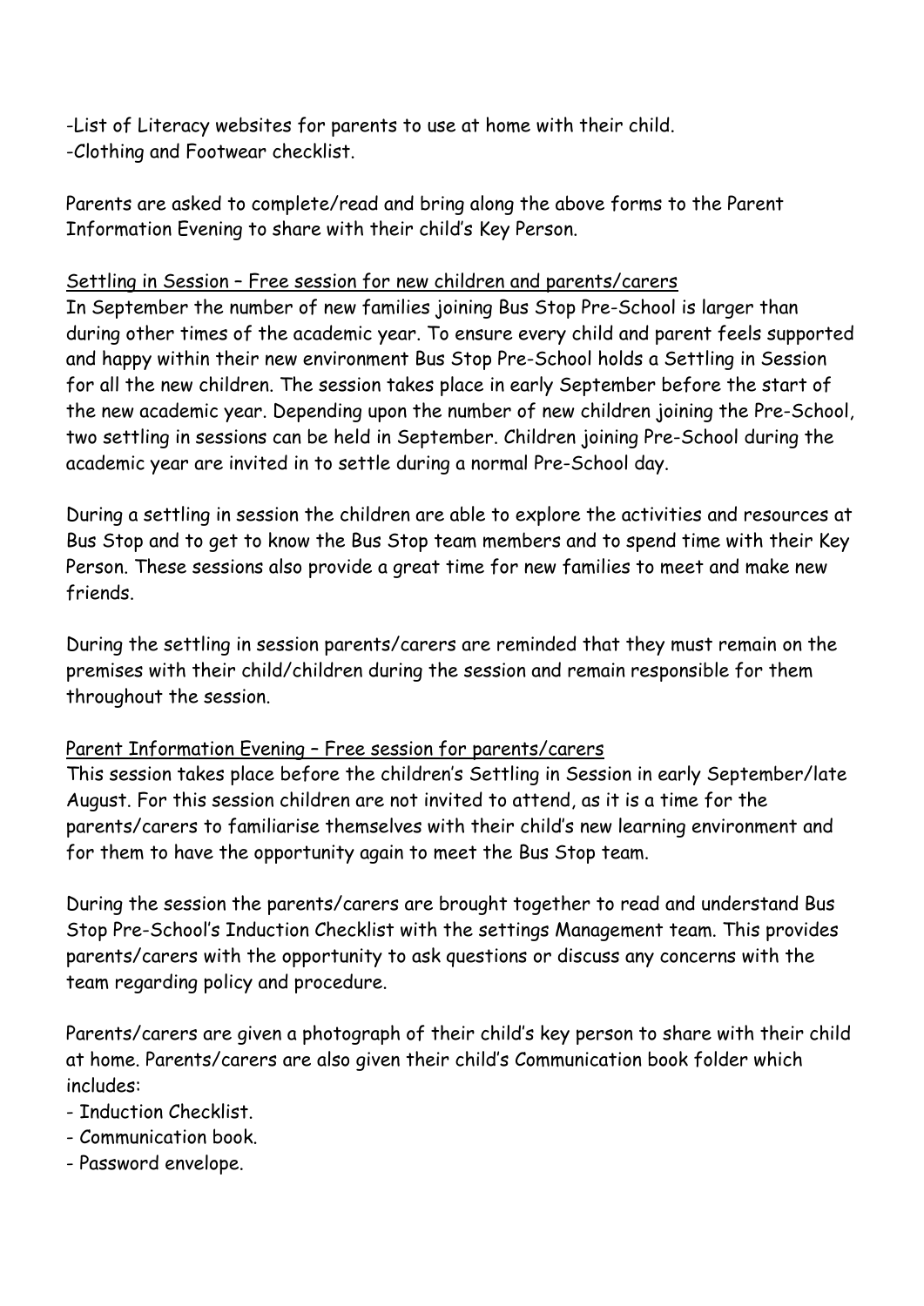-List of Literacy websites for parents to use at home with their child.
-Clothing and Footwear checklist.

Parents are asked to complete/read and bring along the above forms to the Parent Information Evening to share with their child's Key Person.

<u>Settling in Session – Free session for new children and parents/carers</u>

In September the number of new families joining Bus Stop Pre-School is larger than during other times of the academic year. To ensure every child and parent feels supported and happy within their new environment Bus Stop Pre-School holds a Settling in Session for all the new children. The session takes place in early September before the start of the new academic year. Depending upon the number of new children joining the Pre-School, two settling in sessions can be held in September. Children joining Pre-School during the academic year are invited in to settle during a normal Pre-School day.

During a settling in session the children are able to explore the activities and resources at Bus Stop and to get to know the Bus Stop team members and to spend time with their Key Person. These sessions also provide a great time for new families to meet and make new friends.

During the settling in session parents/carers are reminded that they must remain on the premises with their child/children during the session and remain responsible for them throughout the session.

<u>Parent Information Evening – Free session for parents/carers</u>

This session takes place before the children's Settling in Session in early September/late August. For this session children are not invited to attend, as it is a time for the parents/carers to familiarise themselves with their child's new learning environment and for them to have the opportunity again to meet the Bus Stop team.

During the session the parents/carers are brought together to read and understand Bus Stop Pre-School's Induction Checklist with the settings Management team. This provides parents/carers with the opportunity to ask questions or discuss any concerns with the team regarding policy and procedure.

Parents/carers are given a photograph of their child's key person to share with their child at home. Parents/carers are also given their child's Communication book folder which includes:

- Induction Checklist.
- Communication book.
- Password envelope.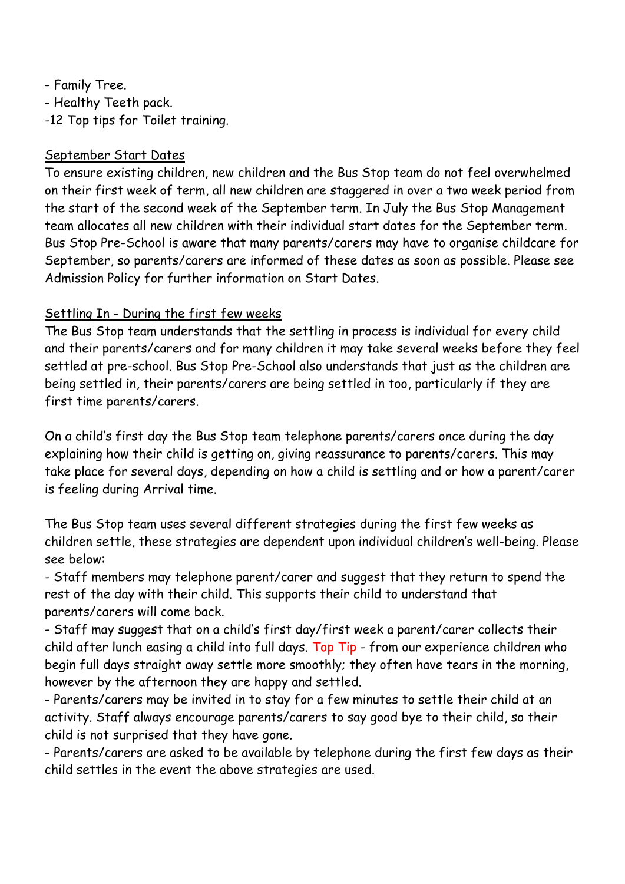- Family Tree.
- Healthy Teeth pack.
- 12 Top tips for Toilet training.

## September Start Dates

To ensure existing children, new children and the Bus Stop team do not feel overwhelmed on their first week of term, all new children are staggered in over a two week period from the start of the second week of the September term. In July the Bus Stop Management team allocates all new children with their individual start dates for the September term. Bus Stop Pre-School is aware that many parents/carers may have to organise childcare for September, so parents/carers are informed of these dates as soon as possible. Please see Admission Policy for further information on Start Dates.

## Settling In - During the first few weeks

The Bus Stop team understands that the settling in process is individual for every child and their parents/carers and for many children it may take several weeks before they feel settled at pre-school. Bus Stop Pre-School also understands that just as the children are being settled in, their parents/carers are being settled in too, particularly if they are first time parents/carers.

On a child's first day the Bus Stop team telephone parents/carers once during the day explaining how their child is getting on, giving reassurance to parents/carers. This may take place for several days, depending on how a child is settling and or how a parent/carer is feeling during Arrival time.

The Bus Stop team uses several different strategies during the first few weeks as children settle, these strategies are dependent upon individual children's well-being. Please see below:

- Staff members may telephone parent/carer and suggest that they return to spend the rest of the day with their child. This supports their child to understand that parents/carers will come back.
- Staff may suggest that on a child's first day/first week a parent/carer collects their child after lunch easing a child into full days. Top Tip - from our experience children who begin full days straight away settle more smoothly; they often have tears in the morning, however by the afternoon they are happy and settled.
- Parents/carers may be invited in to stay for a few minutes to settle their child at an activity. Staff always encourage parents/carers to say good bye to their child, so their child is not surprised that they have gone.
- Parents/carers are asked to be available by telephone during the first few days as their child settles in the event the above strategies are used.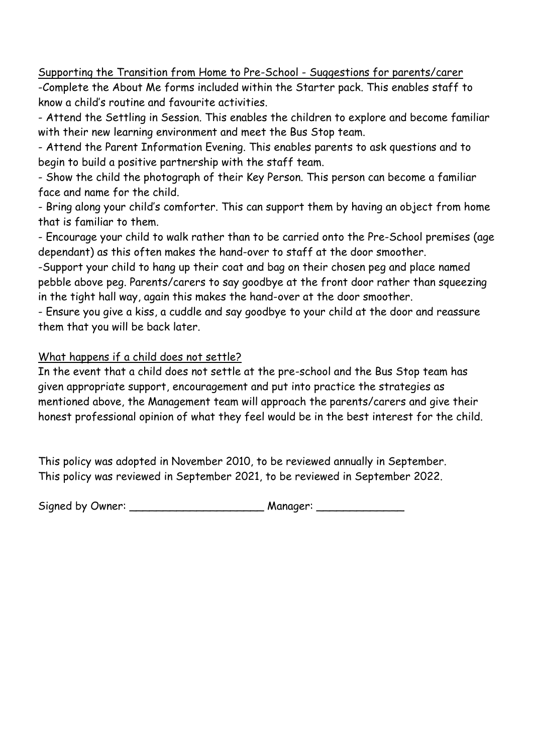Supporting the Transition from Home to Pre-School - Suggestions for parents/carer

-Complete the About Me forms included within the Starter pack. This enables staff to know a child's routine and favourite activities.

- Attend the Settling in Session. This enables the children to explore and become familiar with their new learning environment and meet the Bus Stop team.

- Attend the Parent Information Evening. This enables parents to ask questions and to begin to build a positive partnership with the staff team.

- Show the child the photograph of their Key Person. This person can become a familiar face and name for the child.

- Bring along your child's comforter. This can support them by having an object from home that is familiar to them.

- Encourage your child to walk rather than to be carried onto the Pre-School premises (age dependant) as this often makes the hand-over to staff at the door smoother.

-Support your child to hang up their coat and bag on their chosen peg and place named pebble above peg. Parents/carers to say goodbye at the front door rather than squeezing in the tight hall way, again this makes the hand-over at the door smoother.

- Ensure you give a kiss, a cuddle and say goodbye to your child at the door and reassure them that you will be back later.

What happens if a child does not settle?

In the event that a child does not settle at the pre-school and the Bus Stop team has given appropriate support, encouragement and put into practice the strategies as mentioned above, the Management team will approach the parents/carers and give their honest professional opinion of what they feel would be in the best interest for the child.

This policy was adopted in November 2010, to be reviewed annually in September.
This policy was reviewed in September 2021, to be reviewed in September 2022.

Signed by Owner: ____________________ Manager: _____________